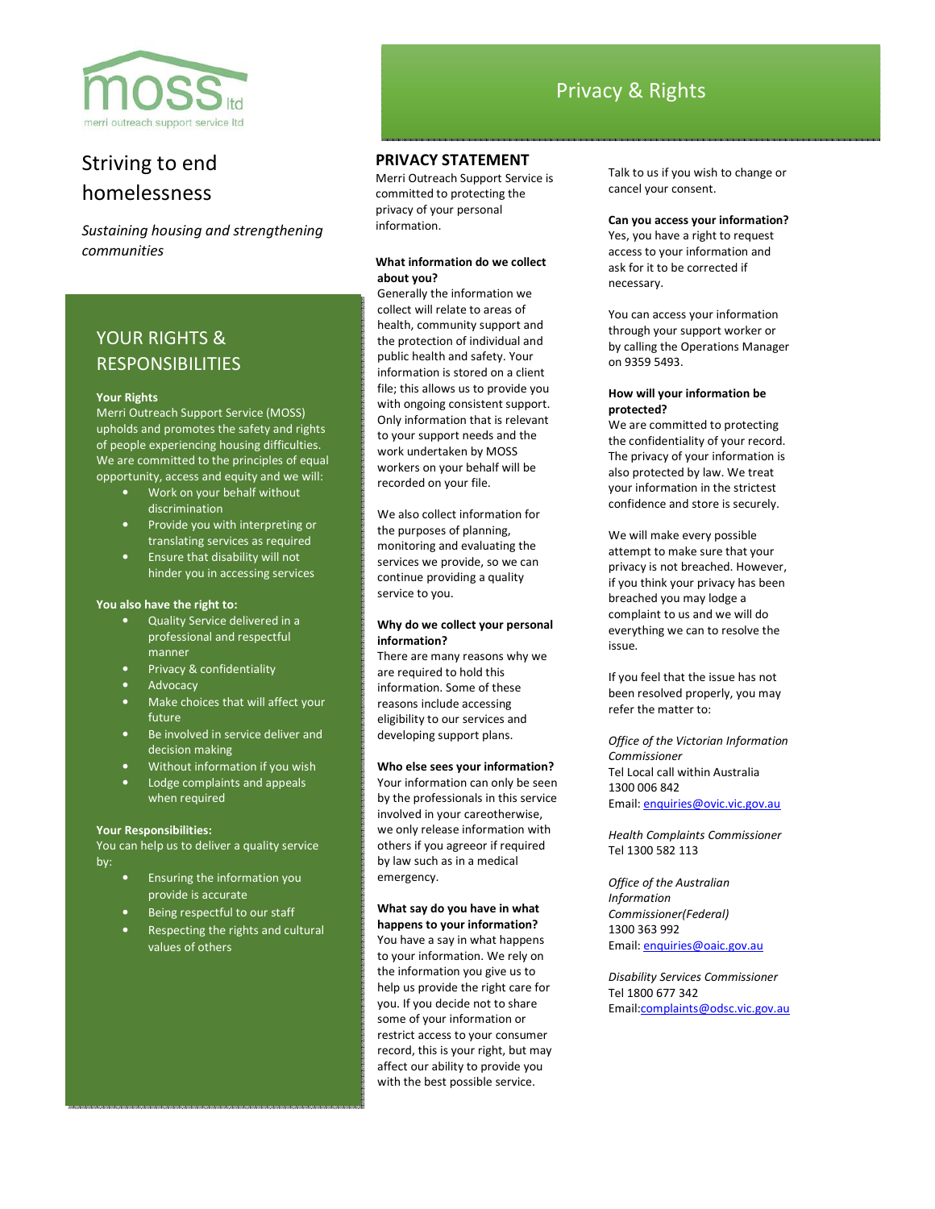moss ltd

merri outreach support service ltd

# Striving to end homelessness

*Sustaining housing and strengthening communities*

## YOUR RIGHTS & RESPONSIBILITIES

**Your Rights**

Merri Outreach Support Service (MOSS) upholds and promotes the safety and rights of people experiencing housing difficulties. We are committed to the principles of equal opportunity, access and equity and we will:

- Work on your behalf without discrimination
- Provide you with interpreting or translating services as required
- Ensure that disability will not hinder you in accessing services

**You also have the right to:**

- Quality Service delivered in a professional and respectful manner
- Privacy & confidentiality
- Advocacy
- Make choices that will affect your future
- Be involved in service deliver and decision making
- Without information if you wish
- Lodge complaints and appeals when required

**Your Responsibilities:**

You can help us to deliver a quality service by:

- Ensuring the information you provide is accurate
- Being respectful to our staff
- Respecting the rights and cultural values of others

# Privacy & Rights

## PRIVACY STATEMENT

Merri Outreach Support Service is committed to protecting the privacy of your personal information.

**What information do we collect about you?**

Generally the information we collect will relate to areas of health, community support and the protection of individual and public health and safety. Your information is stored on a client file; this allows us to provide you with ongoing consistent support. Only information that is relevant to your support needs and the work undertaken by MOSS workers on your behalf will be recorded on your file.

We also collect information for the purposes of planning, monitoring and evaluating the services we provide, so we can continue providing a quality service to you.

**Why do we collect your personal information?**

There are many reasons why we are required to hold this information. Some of these reasons include accessing eligibility to our services and developing support plans.

**Who else sees your information?**

Your information can only be seen by the professionals in this service involved in your careotherwise, we only release information with others if you agreeor if required by law such as in a medical emergency.

**What say do you have in what happens to your information?**

You have a say in what happens to your information. We rely on the information you give us to help us provide the right care for you. If you decide not to share some of your information or restrict access to your consumer record, this is your right, but may affect our ability to provide you with the best possible service.

Talk to us if you wish to change or cancel your consent.

**Can you access your information?**

Yes, you have a right to request access to your information and ask for it to be corrected if necessary.

You can access your information through your support worker or by calling the Operations Manager on 9359 5493.

**How will your information be protected?**

We are committed to protecting the confidentiality of your record. The privacy of your information is also protected by law. We treat your information in the strictest confidence and store is securely.

We will make every possible attempt to make sure that your privacy is not breached. However, if you think your privacy has been breached you may lodge a complaint to us and we will do everything we can to resolve the issue.

If you feel that the issue has not been resolved properly, you may refer the matter to:

*Office of the Victorian Information Commissioner*
Tel Local call within Australia
1300 006 842
Email: enquiries@ovic.vic.gov.au

*Health Complaints Commissioner*
Tel 1300 582 113

*Office of the Australian Information Commissioner(Federal)*
1300 363 992
Email: enquiries@oaic.gov.au

*Disability Services Commissioner*
Tel 1800 677 342
Email:complaints@odsc.vic.gov.au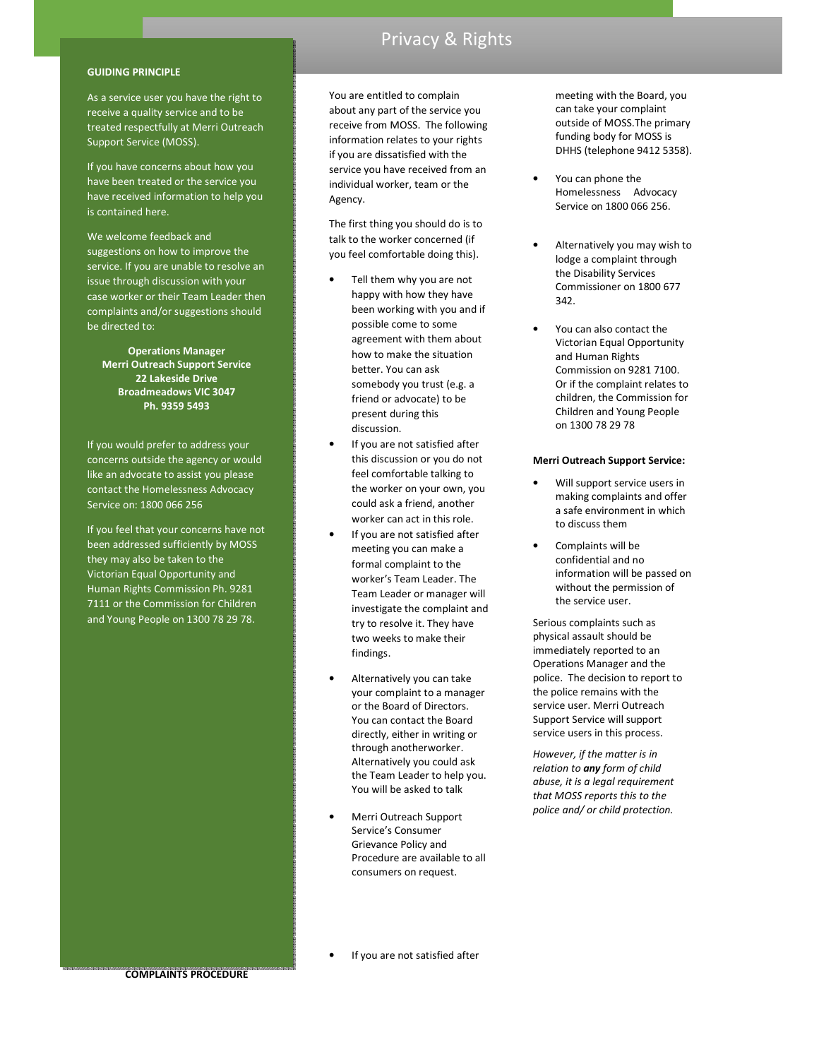# Privacy & Rights

**GUIDING PRINCIPLE**

As a service user you have the right to receive a quality service and to be treated respectfully at Merri Outreach Support Service (MOSS).

If you have concerns about how you have been treated or the service you have received information to help you is contained here.

We welcome feedback and suggestions on how to improve the service. If you are unable to resolve an issue through discussion with your case worker or their Team Leader then complaints and/or suggestions should be directed to:

**Operations Manager**
**Merri Outreach Support Service**
**22 Lakeside Drive**
**Broadmeadows VIC 3047**
**Ph. 9359 5493**

If you would prefer to address your concerns outside the agency or would like an advocate to assist you please contact the Homelessness Advocacy Service on: 1800 066 256

If you feel that your concerns have not been addressed sufficiently by MOSS they may also be taken to the Victorian Equal Opportunity and Human Rights Commission Ph. 9281 7111 or the Commission for Children and Young People on 1300 78 29 78.

**COMPLAINTS PROCEDURE**

You are entitled to complain about any part of the service you receive from MOSS. The following information relates to your rights if you are dissatisfied with the service you have received from an individual worker, team or the Agency.

The first thing you should do is to talk to the worker concerned (if you feel comfortable doing this).

- Tell them why you are not happy with how they have been working with you and if possible come to some agreement with them about how to make the situation better. You can ask somebody you trust (e.g. a friend or advocate) to be present during this discussion.
- If you are not satisfied after this discussion or you do not feel comfortable talking to the worker on your own, you could ask a friend, another worker can act in this role.
- If you are not satisfied after meeting you can make a formal complaint to the worker's Team Leader. The Team Leader or manager will investigate the complaint and try to resolve it. They have two weeks to make their findings.
- Alternatively you can take your complaint to a manager or the Board of Directors. You can contact the Board directly, either in writing or through anotherworker. Alternatively you could ask the Team Leader to help you. You will be asked to talk
- Merri Outreach Support Service's Consumer Grievance Policy and Procedure are available to all consumers on request.
- If you are not satisfied after meeting with the Board, you can take your complaint outside of MOSS.The primary funding body for MOSS is DHHS (telephone 9412 5358).
- You can phone the Homelessness Advocacy Service on 1800 066 256.
- Alternatively you may wish to lodge a complaint through the Disability Services Commissioner on 1800 677 342.
- You can also contact the Victorian Equal Opportunity and Human Rights Commission on 9281 7100. Or if the complaint relates to children, the Commission for Children and Young People on 1300 78 29 78

**Merri Outreach Support Service:**

- Will support service users in making complaints and offer a safe environment in which to discuss them
- Complaints will be confidential and no information will be passed on without the permission of the service user.

Serious complaints such as physical assault should be immediately reported to an Operations Manager and the police. The decision to report to the police remains with the service user. Merri Outreach Support Service will support service users in this process.

*However, if the matter is in relation to **any** form of child abuse, it is a legal requirement that MOSS reports this to the police and/ or child protection.*